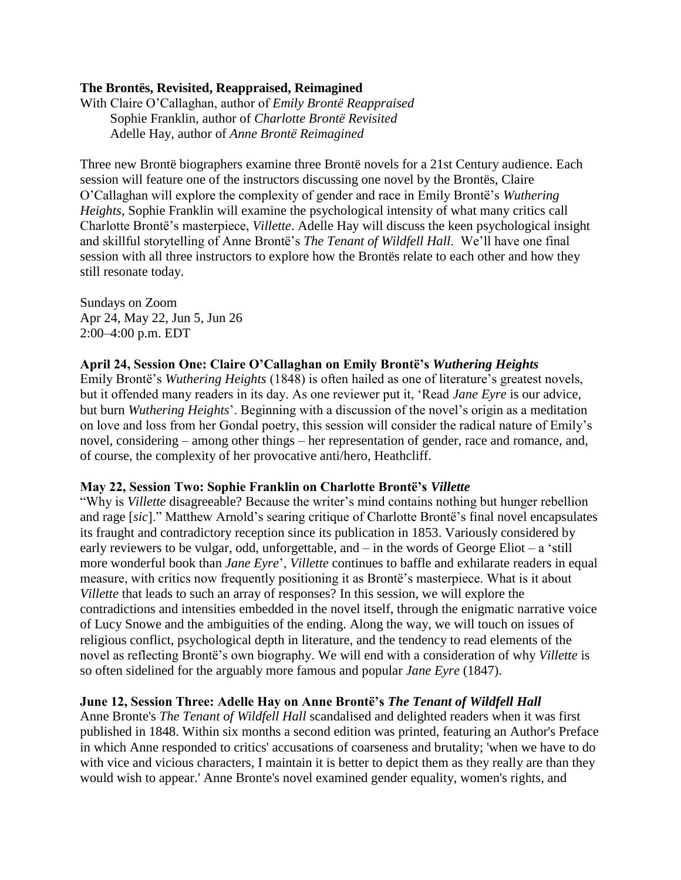**The Brontës, Revisited, Reappraised, Reimagined**

With Claire O'Callaghan, author of *Emily Brontë Reappraised*
Sophie Franklin, author of *Charlotte Brontë Revisited*
Adelle Hay, author of *Anne Brontë Reimagined*

Three new Brontë biographers examine three Brontë novels for a 21st Century audience. Each session will feature one of the instructors discussing one novel by the Brontës, Claire O'Callaghan will explore the complexity of gender and race in Emily Brontë's *Wuthering Heights*, Sophie Franklin will examine the psychological intensity of what many critics call Charlotte Brontë's masterpiece, *Villette*. Adelle Hay will discuss the keen psychological insight and skillful storytelling of Anne Brontë's *The Tenant of Wildfell Hall*. We'll have one final session with all three instructors to explore how the Brontës relate to each other and how they still resonate today.

Sundays on Zoom
Apr 24, May 22, Jun 5, Jun 26
2:00–4:00 p.m. EDT

**April 24, Session One: Claire O'Callaghan on Emily Brontë's *Wuthering Heights***

Emily Brontë's *Wuthering Heights* (1848) is often hailed as one of literature's greatest novels, but it offended many readers in its day. As one reviewer put it, 'Read *Jane Eyre* is our advice, but burn *Wuthering Heights*'. Beginning with a discussion of the novel's origin as a meditation on love and loss from her Gondal poetry, this session will consider the radical nature of Emily's novel, considering – among other things – her representation of gender, race and romance, and, of course, the complexity of her provocative anti/hero, Heathcliff.

**May 22, Session Two: Sophie Franklin on Charlotte Brontë's *Villette***

"Why is *Villette* disagreeable? Because the writer's mind contains nothing but hunger rebellion and rage [*sic*]." Matthew Arnold's searing critique of Charlotte Brontë's final novel encapsulates its fraught and contradictory reception since its publication in 1853. Variously considered by early reviewers to be vulgar, odd, unforgettable, and – in the words of George Eliot – a 'still more wonderful book than *Jane Eyre*', *Villette* continues to baffle and exhilarate readers in equal measure, with critics now frequently positioning it as Brontë's masterpiece. What is it about *Villette* that leads to such an array of responses? In this session, we will explore the contradictions and intensities embedded in the novel itself, through the enigmatic narrative voice of Lucy Snowe and the ambiguities of the ending. Along the way, we will touch on issues of religious conflict, psychological depth in literature, and the tendency to read elements of the novel as reflecting Brontë's own biography. We will end with a consideration of why *Villette* is so often sidelined for the arguably more famous and popular *Jane Eyre* (1847).

**June 12, Session Three: Adelle Hay on Anne Brontë's *The Tenant of Wildfell Hall***

Anne Bronte's *The Tenant of Wildfell Hall* scandalised and delighted readers when it was first published in 1848. Within six months a second edition was printed, featuring an Author's Preface in which Anne responded to critics' accusations of coarseness and brutality; 'when we have to do with vice and vicious characters, I maintain it is better to depict them as they really are than they would wish to appear.' Anne Bronte's novel examined gender equality, women's rights, and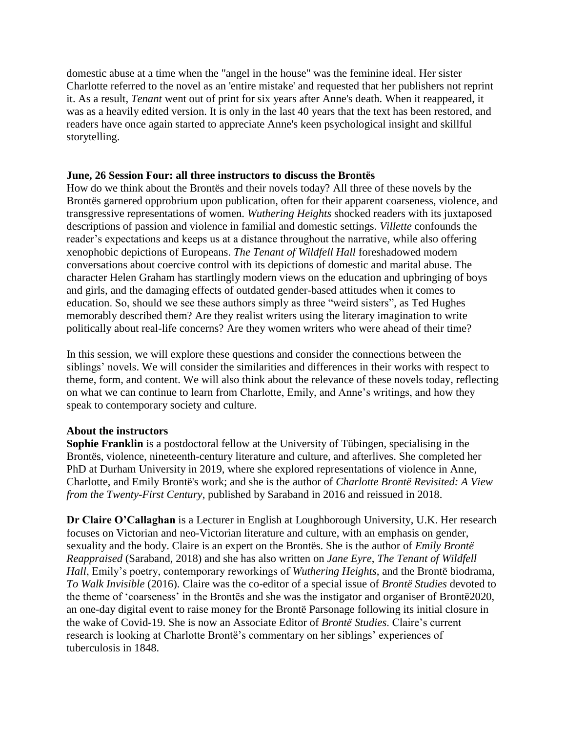domestic abuse at a time when the "angel in the house" was the feminine ideal. Her sister Charlotte referred to the novel as an 'entire mistake' and requested that her publishers not reprint it. As a result, *Tenant* went out of print for six years after Anne's death. When it reappeared, it was as a heavily edited version. It is only in the last 40 years that the text has been restored, and readers have once again started to appreciate Anne's keen psychological insight and skillful storytelling.

**June, 26 Session Four: all three instructors to discuss the Brontës**

How do we think about the Brontës and their novels today? All three of these novels by the Brontës garnered opprobrium upon publication, often for their apparent coarseness, violence, and transgressive representations of women. *Wuthering Heights* shocked readers with its juxtaposed descriptions of passion and violence in familial and domestic settings. *Villette* confounds the reader's expectations and keeps us at a distance throughout the narrative, while also offering xenophobic depictions of Europeans. *The Tenant of Wildfell Hall* foreshadowed modern conversations about coercive control with its depictions of domestic and marital abuse. The character Helen Graham has startlingly modern views on the education and upbringing of boys and girls, and the damaging effects of outdated gender-based attitudes when it comes to education. So, should we see these authors simply as three "weird sisters", as Ted Hughes memorably described them? Are they realist writers using the literary imagination to write politically about real-life concerns? Are they women writers who were ahead of their time?

In this session, we will explore these questions and consider the connections between the siblings' novels. We will consider the similarities and differences in their works with respect to theme, form, and content. We will also think about the relevance of these novels today, reflecting on what we can continue to learn from Charlotte, Emily, and Anne's writings, and how they speak to contemporary society and culture.

**About the instructors**

**Sophie Franklin** is a postdoctoral fellow at the University of Tübingen, specialising in the Brontës, violence, nineteenth-century literature and culture, and afterlives. She completed her PhD at Durham University in 2019, where she explored representations of violence in Anne, Charlotte, and Emily Brontë's work; and she is the author of *Charlotte Brontë Revisited: A View from the Twenty-First Century*, published by Saraband in 2016 and reissued in 2018.

**Dr Claire O'Callaghan** is a Lecturer in English at Loughborough University, U.K. Her research focuses on Victorian and neo-Victorian literature and culture, with an emphasis on gender, sexuality and the body. Claire is an expert on the Brontës. She is the author of *Emily Brontë Reappraised* (Saraband, 2018) and she has also written on *Jane Eyre*, *The Tenant of Wildfell Hall*, Emily's poetry, contemporary reworkings of *Wuthering Heights*, and the Brontë biodrama, *To Walk Invisible* (2016). Claire was the co-editor of a special issue of *Brontë Studies* devoted to the theme of 'coarseness' in the Brontës and she was the instigator and organiser of Brontë2020, an one-day digital event to raise money for the Brontë Parsonage following its initial closure in the wake of Covid-19. She is now an Associate Editor of *Brontë Studies*. Claire's current research is looking at Charlotte Brontë's commentary on her siblings' experiences of tuberculosis in 1848.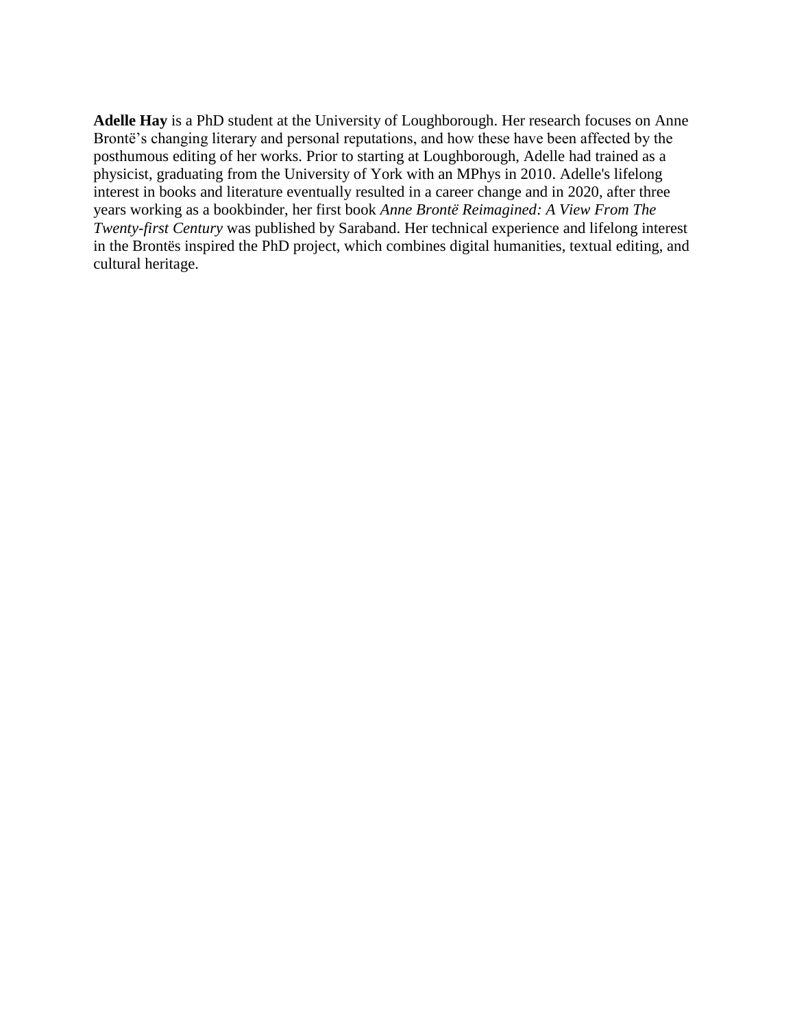**Adelle Hay** is a PhD student at the University of Loughborough. Her research focuses on Anne Brontë's changing literary and personal reputations, and how these have been affected by the posthumous editing of her works. Prior to starting at Loughborough, Adelle had trained as a physicist, graduating from the University of York with an MPhys in 2010. Adelle's lifelong interest in books and literature eventually resulted in a career change and in 2020, after three years working as a bookbinder, her first book *Anne Brontë Reimagined: A View From The Twenty-first Century* was published by Saraband. Her technical experience and lifelong interest in the Brontës inspired the PhD project, which combines digital humanities, textual editing, and cultural heritage.